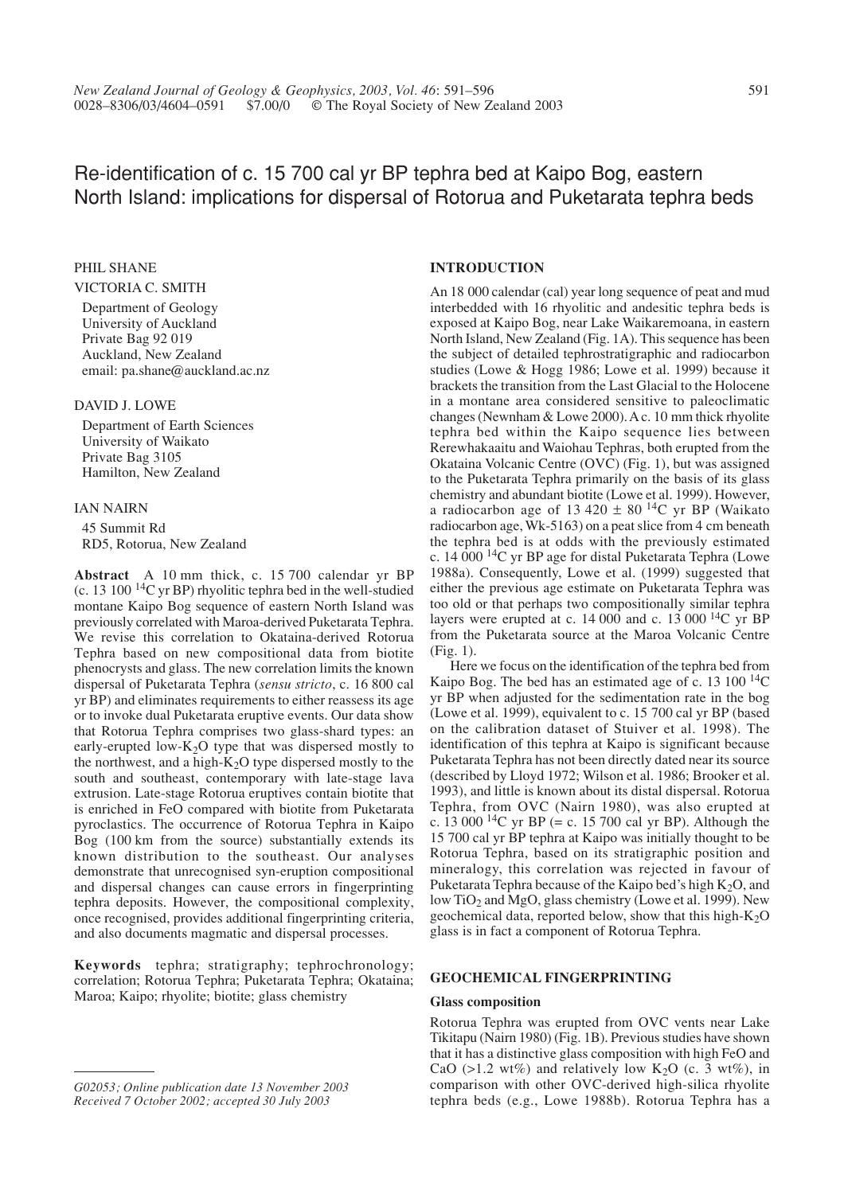# Re-identification of c. 15 700 cal yr BP tephra bed at Kaipo Bog, eastern North Island: implications for dispersal of Rotorua and Puketarata tephra beds

PHIL SHANE

VICTORIA C. SMITH

Department of Geology
University of Auckland
Private Bag 92 019
Auckland, New Zealand
email: pa.shane@auckland.ac.nz

DAVID J. LOWE

Department of Earth Sciences
University of Waikato
Private Bag 3105
Hamilton, New Zealand

IAN NAIRN

45 Summit Rd
RD5, Rotorua, New Zealand

**Abstract** A 10 mm thick, c. 15 700 calendar yr BP (c. 13 100 $^{14}C$ yr BP) rhyolitic tephra bed in the well-studied montane Kaipo Bog sequence of eastern North Island was previously correlated with Maroa-derived Puketarata Tephra. We revise this correlation to Okataina-derived Rotorua Tephra based on new compositional data from biotite phenocrysts and glass. The new correlation limits the known dispersal of Puketarata Tephra (*sensu stricto*, c. 16 800 cal yr BP) and eliminates requirements to either reassess its age or to invoke dual Puketarata eruptive events. Our data show that Rotorua Tephra comprises two glass-shard types: an early-erupted low-$K_2O$ type that was dispersed mostly to the northwest, and a high-$K_2O$ type dispersed mostly to the south and southeast, contemporary with late-stage lava extrusion. Late-stage Rotorua eruptives contain biotite that is enriched in FeO compared with biotite from Puketarata pyroclastics. The occurrence of Rotorua Tephra in Kaipo Bog (100 km from the source) substantially extends its known distribution to the southeast. Our analyses demonstrate that unrecognised syn-eruption compositional and dispersal changes can cause errors in fingerprinting tephra deposits. However, the compositional complexity, once recognised, provides additional fingerprinting criteria, and also documents magmatic and dispersal processes.

**Keywords** tephra; stratigraphy; tephrochronology; correlation; Rotorua Tephra; Puketarata Tephra; Okataina; Maroa; Kaipo; rhyolite; biotite; glass chemistry

*G02053; Online publication date 13 November 2003*
*Received 7 October 2002; accepted 30 July 2003*

## INTRODUCTION

An 18 000 calendar (cal) year long sequence of peat and mud interbedded with 16 rhyolitic and andesitic tephra beds is exposed at Kaipo Bog, near Lake Waikaremoana, in eastern North Island, New Zealand (Fig. 1A). This sequence has been the subject of detailed tephrostratigraphic and radiocarbon studies (Lowe & Hogg 1986; Lowe et al. 1999) because it brackets the transition from the Last Glacial to the Holocene in a montane area considered sensitive to paleoclimatic changes (Newnham & Lowe 2000). A c. 10 mm thick rhyolite tephra bed within the Kaipo sequence lies between Rerewhakaaitu and Waiohau Tephras, both erupted from the Okataina Volcanic Centre (OVC) (Fig. 1), but was assigned to the Puketarata Tephra primarily on the basis of its glass chemistry and abundant biotite (Lowe et al. 1999). However, a radiocarbon age of 13 420 ± 80 $^{14}C$ yr BP (Waikato radiocarbon age, Wk-5163) on a peat slice from 4 cm beneath the tephra bed is at odds with the previously estimated c. 14 000 $^{14}C$ yr BP age for distal Puketarata Tephra (Lowe 1988a). Consequently, Lowe et al. (1999) suggested that either the previous age estimate on Puketarata Tephra was too old or that perhaps two compositionally similar tephra layers were erupted at c. 14 000 and c. 13 000 $^{14}C$ yr BP from the Puketarata source at the Maroa Volcanic Centre (Fig. 1).

Here we focus on the identification of the tephra bed from Kaipo Bog. The bed has an estimated age of c. 13 100 $^{14}C$ yr BP when adjusted for the sedimentation rate in the bog (Lowe et al. 1999), equivalent to c. 15 700 cal yr BP (based on the calibration dataset of Stuiver et al. 1998). The identification of this tephra at Kaipo is significant because Puketarata Tephra has not been directly dated near its source (described by Lloyd 1972; Wilson et al. 1986; Brooker et al. 1993), and little is known about its distal dispersal. Rotorua Tephra, from OVC (Nairn 1980), was also erupted at c. 13 000 $^{14}C$ yr BP (= c. 15 700 cal yr BP). Although the 15 700 cal yr BP tephra at Kaipo was initially thought to be Rotorua Tephra, based on its stratigraphic position and mineralogy, this correlation was rejected in favour of Puketarata Tephra because of the Kaipo bed's high $K_2O$, and low $TiO_2$ and MgO, glass chemistry (Lowe et al. 1999). New geochemical data, reported below, show that this high-$K_2O$ glass is in fact a component of Rotorua Tephra.

## GEOCHEMICAL FINGERPRINTING

### Glass composition

Rotorua Tephra was erupted from OVC vents near Lake Tikitapu (Nairn 1980) (Fig. 1B). Previous studies have shown that it has a distinctive glass composition with high FeO and CaO (>1.2 wt%) and relatively low $K_2O$ (c. 3 wt%), in comparison with other OVC-derived high-silica rhyolite tephra beds (e.g., Lowe 1988b). Rotorua Tephra has a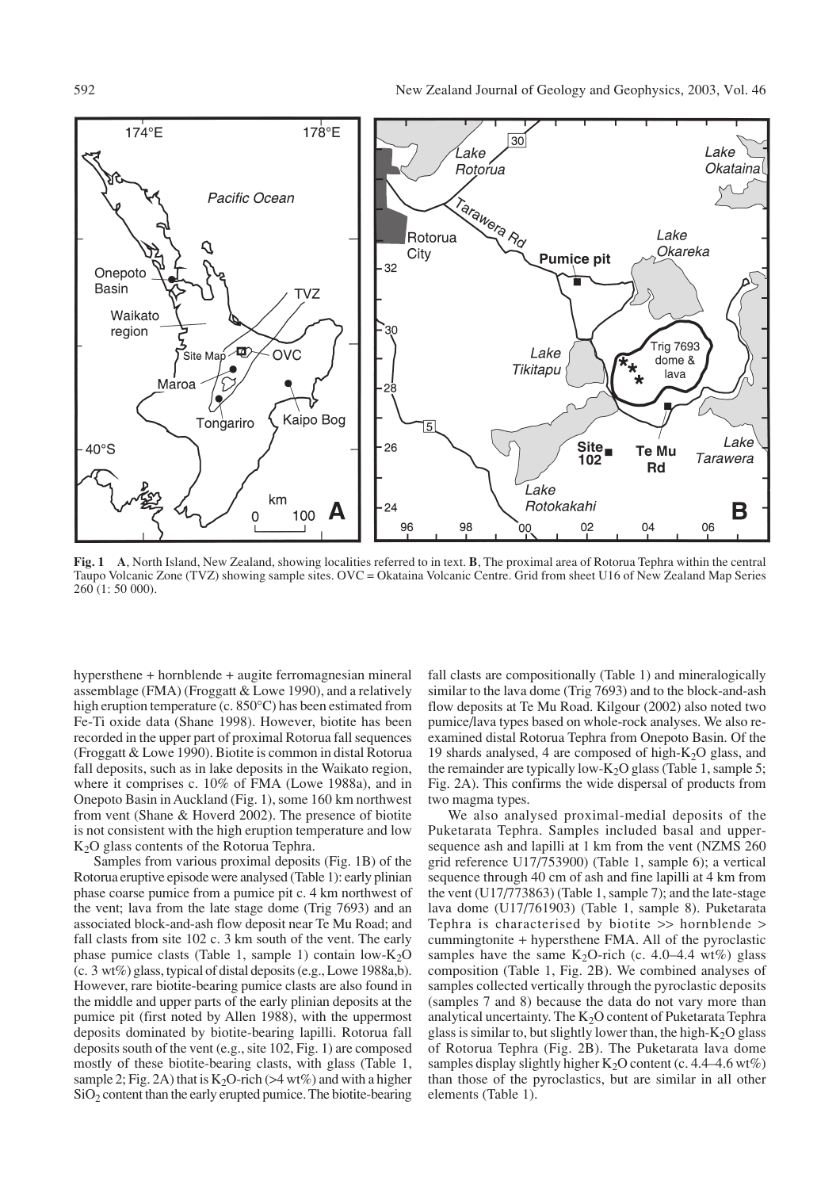**Fig. 1** **A**, North Island, New Zealand, showing localities referred to in text. **B**, The proximal area of Rotorua Tephra within the central Taupo Volcanic Zone (TVZ) showing sample sites. OVC = Okataina Volcanic Centre. Grid from sheet U16 of New Zealand Map Series 260 (1: 50 000).

hypersthene + hornblende + augite ferromagnesian mineral assemblage (FMA) (Froggatt & Lowe 1990), and a relatively high eruption temperature (c. 850°C) has been estimated from Fe-Ti oxide data (Shane 1998). However, biotite has been recorded in the upper part of proximal Rotorua fall sequences (Froggatt & Lowe 1990). Biotite is common in distal Rotorua fall deposits, such as in lake deposits in the Waikato region, where it comprises c. 10% of FMA (Lowe 1988a), and in Onepoto Basin in Auckland (Fig. 1), some 160 km northwest from vent (Shane & Hoverd 2002). The presence of biotite is not consistent with the high eruption temperature and low $K_2O$ glass contents of the Rotorua Tephra.

Samples from various proximal deposits (Fig. 1B) of the Rotorua eruptive episode were analysed (Table 1): early plinian phase coarse pumice from a pumice pit c. 4 km northwest of the vent; lava from the late stage dome (Trig 7693) and an associated block-and-ash flow deposit near Te Mu Road; and fall clasts from site 102 c. 3 km south of the vent. The early phase pumice clasts (Table 1, sample 1) contain low-$K_2O$ (c. 3 wt%) glass, typical of distal deposits (e.g., Lowe 1988a,b). However, rare biotite-bearing pumice clasts are also found in the middle and upper parts of the early plinian deposits at the pumice pit (first noted by Allen 1988), with the uppermost deposits dominated by biotite-bearing lapilli. Rotorua fall deposits south of the vent (e.g., site 102, Fig. 1) are composed mostly of these biotite-bearing clasts, with glass (Table 1, sample 2; Fig. 2A) that is $K_2O$-rich (>4 wt%) and with a higher $SiO_2$ content than the early erupted pumice. The biotite-bearing fall clasts are compositionally (Table 1) and mineralogically similar to the lava dome (Trig 7693) and to the block-and-ash flow deposits at Te Mu Road. Kilgour (2002) also noted two pumice/lava types based on whole-rock analyses. We also re-examined distal Rotorua Tephra from Onepoto Basin. Of the 19 shards analysed, 4 are composed of high-$K_2O$ glass, and the remainder are typically low-$K_2O$ glass (Table 1, sample 5; Fig. 2A). This confirms the wide dispersal of products from two magma types.

We also analysed proximal-medial deposits of the Puketarata Tephra. Samples included basal and upper-sequence ash and lapilli at 1 km from the vent (NZMS 260 grid reference U17/753900) (Table 1, sample 6); a vertical sequence through 40 cm of ash and fine lapilli at 4 km from the vent (U17/773863) (Table 1, sample 7); and the late-stage lava dome (U17/761903) (Table 1, sample 8). Puketarata Tephra is characterised by biotite >> hornblende > cummingtonite + hypersthene FMA. All of the pyroclastic samples have the same $K_2O$-rich (c. 4.0–4.4 wt%) glass composition (Table 1, Fig. 2B). We combined analyses of samples collected vertically through the pyroclastic deposits (samples 7 and 8) because the data do not vary more than analytical uncertainty. The $K_2O$ content of Puketarata Tephra glass is similar to, but slightly lower than, the high-$K_2O$ glass of Rotorua Tephra (Fig. 2B). The Puketarata lava dome samples display slightly higher $K_2O$ content (c. 4.4–4.6 wt%) than those of the pyroclastics, but are similar in all other elements (Table 1).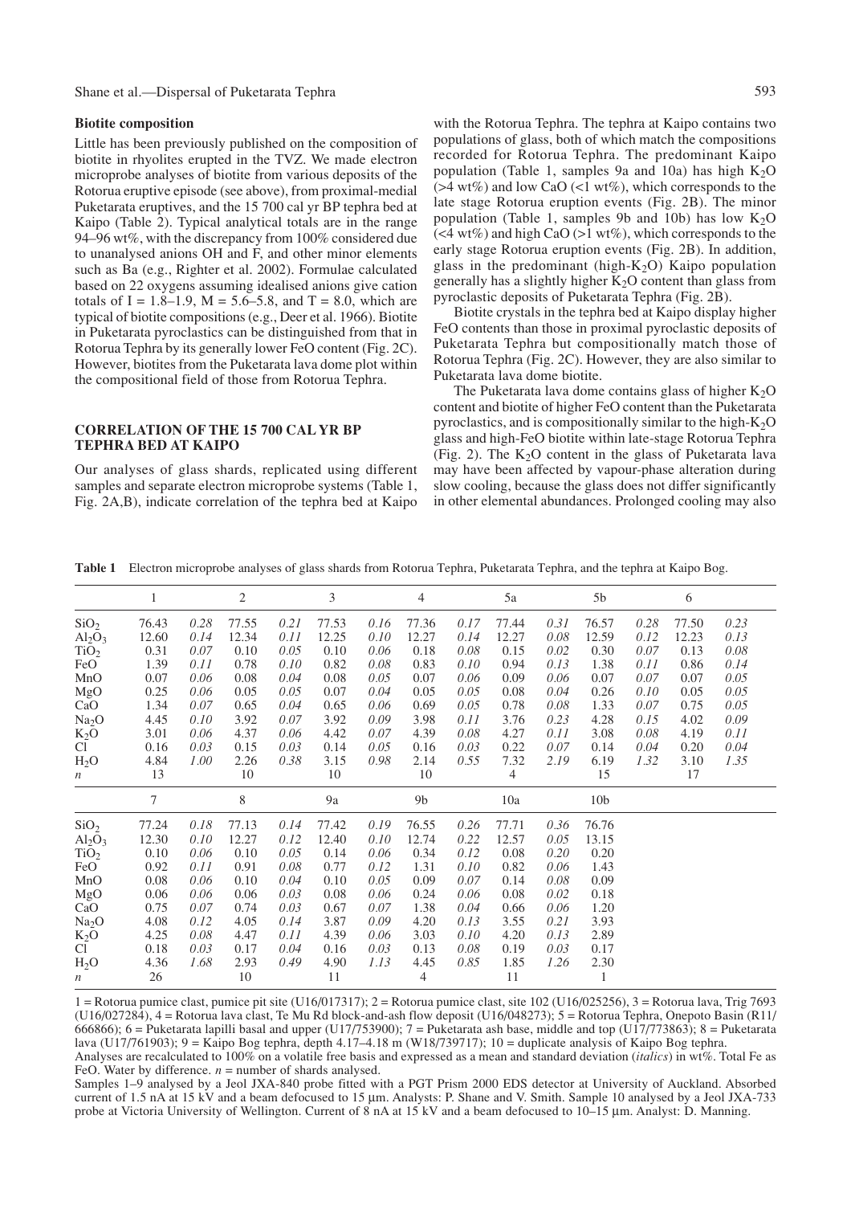### Biotite composition

Little has been previously published on the composition of biotite in rhyolites erupted in the TVZ. We made electron microprobe analyses of biotite from various deposits of the Rotorua eruptive episode (see above), from proximal-medial Puketarata eruptives, and the 15 700 cal yr BP tephra bed at Kaipo (Table 2). Typical analytical totals are in the range 94–96 wt%, with the discrepancy from 100% considered due to unanalysed anions OH and F, and other minor elements such as Ba (e.g., Righter et al. 2002). Formulae calculated based on 22 oxygens assuming idealised anions give cation totals of I = 1.8–1.9, M = 5.6–5.8, and T = 8.0, which are typical of biotite compositions (e.g., Deer et al. 1966). Biotite in Puketarata pyroclastics can be distinguished from that in Rotorua Tephra by its generally lower FeO content (Fig. 2C). However, biotites from the Puketarata lava dome plot within the compositional field of those from Rotorua Tephra.

## CORRELATION OF THE 15 700 CAL YR BP TEPHRA BED AT KAIPO

Our analyses of glass shards, replicated using different samples and separate electron microprobe systems (Table 1, Fig. 2A,B), indicate correlation of the tephra bed at Kaipo with the Rotorua Tephra. The tephra at Kaipo contains two populations of glass, both of which match the compositions recorded for Rotorua Tephra. The predominant Kaipo population (Table 1, samples 9a and 10a) has high $K_2O$ (>4 wt%) and low CaO (<1 wt%), which corresponds to the late stage Rotorua eruption events (Fig. 2B). The minor population (Table 1, samples 9b and 10b) has low $K_2O$ (<4 wt%) and high CaO (>1 wt%), which corresponds to the early stage Rotorua eruption events (Fig. 2B). In addition, glass in the predominant (high-$K_2O$) Kaipo population generally has a slightly higher $K_2O$ content than glass from pyroclastic deposits of Puketarata Tephra (Fig. 2B).

Biotite crystals in the tephra bed at Kaipo display higher FeO contents than those in proximal pyroclastic deposits of Puketarata Tephra but compositionally match those of Rotorua Tephra (Fig. 2C). However, they are also similar to Puketarata lava dome biotite.

The Puketarata lava dome contains glass of higher $K_2O$ content and biotite of higher FeO content than the Puketarata pyroclastics, and is compositionally similar to the high-$K_2O$ glass and high-FeO biotite within late-stage Rotorua Tephra (Fig. 2). The $K_2O$ content in the glass of Puketarata lava may have been affected by vapour-phase alteration during slow cooling, because the glass does not differ significantly in other elemental abundances. Prolonged cooling may also

**Table 1** Electron microprobe analyses of glass shards from Rotorua Tephra, Puketarata Tephra, and the tephra at Kaipo Bog.

| | 1 | | 2 | | 3 | | 4 | | 5a | | 5b | | 6 | |
|---|---|---|---|---|---|---|---|---|---|---|---|---|---|---|
| $SiO_2$ | 76.43 | *0.28* | 77.55 | *0.21* | 77.53 | *0.16* | 77.36 | *0.17* | 77.44 | *0.31* | 76.57 | *0.28* | 77.50 | *0.23* |
| $Al_2O_3$ | 12.60 | *0.14* | 12.34 | *0.11* | 12.25 | *0.10* | 12.27 | *0.14* | 12.27 | *0.08* | 12.59 | *0.12* | 12.23 | *0.13* |
| $TiO_2$ | 0.31 | *0.07* | 0.10 | *0.05* | 0.10 | *0.06* | 0.18 | *0.08* | 0.15 | *0.02* | 0.30 | *0.07* | 0.13 | *0.08* |
| FeO | 1.39 | *0.11* | 0.78 | *0.10* | 0.82 | *0.08* | 0.83 | *0.10* | 0.94 | *0.13* | 1.38 | *0.11* | 0.86 | *0.14* |
| MnO | 0.07 | *0.06* | 0.08 | *0.04* | 0.08 | *0.05* | 0.07 | *0.06* | 0.09 | *0.06* | 0.07 | *0.07* | 0.07 | *0.05* |
| MgO | 0.25 | *0.06* | 0.05 | *0.05* | 0.07 | *0.04* | 0.05 | *0.05* | 0.08 | *0.04* | 0.26 | *0.10* | 0.05 | *0.05* |
| CaO | 1.34 | *0.07* | 0.65 | *0.04* | 0.65 | *0.06* | 0.69 | *0.05* | 0.78 | *0.08* | 1.33 | *0.07* | 0.75 | *0.05* |
| $Na_2O$ | 4.45 | *0.10* | 3.92 | *0.07* | 3.92 | *0.09* | 3.98 | *0.11* | 3.76 | *0.23* | 4.28 | *0.15* | 4.02 | *0.09* |
| $K_2O$ | 3.01 | *0.06* | 4.37 | *0.06* | 4.42 | *0.07* | 4.39 | *0.08* | 4.27 | *0.11* | 3.08 | *0.08* | 4.19 | *0.11* |
| Cl | 0.16 | *0.03* | 0.15 | *0.03* | 0.14 | *0.05* | 0.16 | *0.03* | 0.22 | *0.07* | 0.14 | *0.04* | 0.20 | *0.04* |
| $H_2O$ | 4.84 | *1.00* | 2.26 | *0.38* | 3.15 | *0.98* | 2.14 | *0.55* | 7.32 | *2.19* | 6.19 | *1.32* | 3.10 | *1.35* |
| *n* | 13 | | 10 | | 10 | | 10 | | 4 | | 15 | | 17 | |
| | **7** | | **8** | | **9a** | | **9b** | | **10a** | | **10b** | | | |
| $SiO_2$ | 77.24 | *0.18* | 77.13 | *0.14* | 77.42 | *0.19* | 76.55 | *0.26* | 77.71 | *0.36* | 76.76 | | | |
| $Al_2O_3$ | 12.30 | *0.10* | 12.27 | *0.12* | 12.40 | *0.10* | 12.74 | *0.22* | 12.57 | *0.05* | 13.15 | | | |
| $TiO_2$ | 0.10 | *0.06* | 0.10 | *0.05* | 0.14 | *0.06* | 0.34 | *0.12* | 0.08 | *0.20* | 0.20 | | | |
| FeO | 0.92 | *0.11* | 0.91 | *0.08* | 0.77 | *0.12* | 1.31 | *0.10* | 0.82 | *0.06* | 1.43 | | | |
| MnO | 0.08 | *0.06* | 0.10 | *0.04* | 0.10 | *0.05* | 0.09 | *0.07* | 0.14 | *0.08* | 0.09 | | | |
| MgO | 0.06 | *0.06* | 0.06 | *0.03* | 0.08 | *0.06* | 0.24 | *0.06* | 0.08 | *0.02* | 0.18 | | | |
| CaO | 0.75 | *0.07* | 0.74 | *0.03* | 0.67 | *0.07* | 1.38 | *0.04* | 0.66 | *0.06* | 1.20 | | | |
| $Na_2O$ | 4.08 | *0.12* | 4.05 | *0.14* | 3.87 | *0.09* | 4.20 | *0.13* | 3.55 | *0.21* | 3.93 | | | |
| $K_2O$ | 4.25 | *0.08* | 4.47 | *0.11* | 4.39 | *0.06* | 3.03 | *0.10* | 4.20 | *0.13* | 2.89 | | | |
| Cl | 0.18 | *0.03* | 0.17 | *0.04* | 0.16 | *0.03* | 0.13 | *0.08* | 0.19 | *0.03* | 0.17 | | | |
| $H_2O$ | 4.36 | *1.68* | 2.93 | *0.49* | 4.90 | *1.13* | 4.45 | *0.85* | 1.85 | *1.26* | 2.30 | | | |
| *n* | 26 | | 10 | | 11 | | 4 | | 11 | | 1 | | | |

1 = Rotorua pumice clast, pumice pit site (U16/017317); 2 = Rotorua pumice clast, site 102 (U16/025256), 3 = Rotorua lava, Trig 7693 (U16/027284), 4 = Rotorua lava clast, Te Mu Rd block-and-ash flow deposit (U16/048273); 5 = Rotorua Tephra, Onepoto Basin (R11/666866); 6 = Puketarata lapilli basal and upper (U17/753900); 7 = Puketarata ash base, middle and top (U17/773863); 8 = Puketarata lava (U17/761903); 9 = Kaipo Bog tephra, depth 4.17–4.18 m (W18/739717); 10 = duplicate analysis of Kaipo Bog tephra.

Analyses are recalculated to 100% on a volatile free basis and expressed as a mean and standard deviation (*italics*) in wt%. Total Fe as FeO. Water by difference. *n* = number of shards analysed.

Samples 1–9 analysed by a Jeol JXA-840 probe fitted with a PGT Prism 2000 EDS detector at University of Auckland. Absorbed current of 1.5 nA at 15 kV and a beam defocused to 15 µm. Analysts: P. Shane and V. Smith. Sample 10 analysed by a Jeol JXA-733 probe at Victoria University of Wellington. Current of 8 nA at 15 kV and a beam defocused to 10–15 µm. Analyst: D. Manning.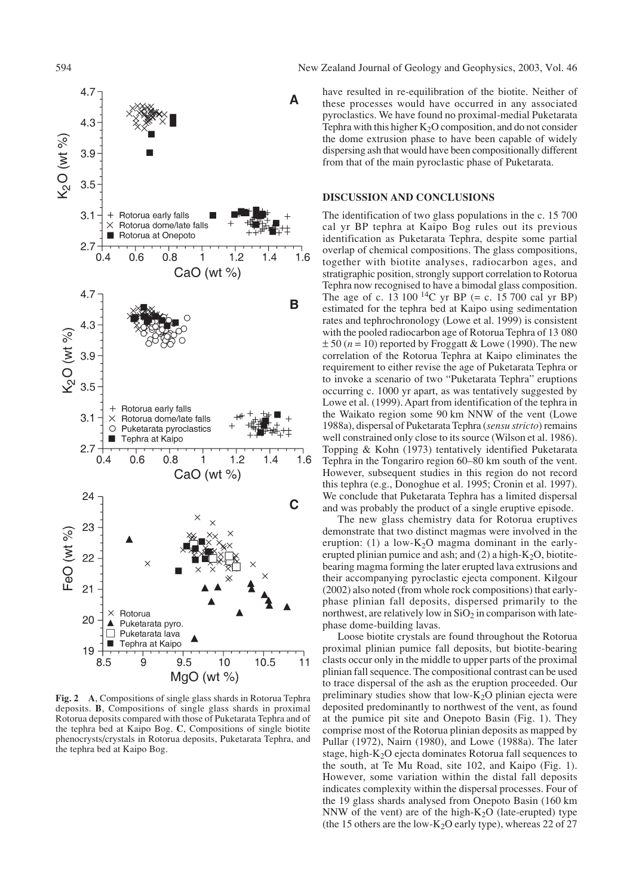**Fig. 2** **A**, Compositions of single glass shards in Rotorua Tephra deposits. **B**, Compositions of single glass shards in proximal Rotorua deposits compared with those of Puketarata Tephra and of the tephra bed at Kaipo Bog. **C**, Compositions of single biotite phenocrysts/crystals in Rotorua deposits, Puketarata Tephra, and the tephra bed at Kaipo Bog.

have resulted in re-equilibration of the biotite. Neither of these processes would have occurred in any associated pyroclastics. We have found no proximal-medial Puketarata Tephra with this higher $K_2O$ composition, and do not consider the dome extrusion phase to have been capable of widely dispersing ash that would have been compositionally different from that of the main pyroclastic phase of Puketarata.

## DISCUSSION AND CONCLUSIONS

The identification of two glass populations in the c. 15 700 cal yr BP tephra at Kaipo Bog rules out its previous identification as Puketarata Tephra, despite some partial overlap of chemical compositions. The glass compositions, together with biotite analyses, radiocarbon ages, and stratigraphic position, strongly support correlation to Rotorua Tephra now recognised to have a bimodal glass composition. The age of c. 13 100 $^{14}$C yr BP (= c. 15 700 cal yr BP) estimated for the tephra bed at Kaipo using sedimentation rates and tephrochronology (Lowe et al. 1999) is consistent with the pooled radiocarbon age of Rotorua Tephra of 13 080 $\pm$ 50 ($n$ = 10) reported by Froggatt & Lowe (1990). The new correlation of the Rotorua Tephra at Kaipo eliminates the requirement to either revise the age of Puketarata Tephra or to invoke a scenario of two "Puketarata Tephra" eruptions occurring c. 1000 yr apart, as was tentatively suggested by Lowe et al. (1999). Apart from identification of the tephra in the Waikato region some 90 km NNW of the vent (Lowe 1988a), dispersal of Puketarata Tephra (*sensu stricto*) remains well constrained only close to its source (Wilson et al. 1986). Topping & Kohn (1973) tentatively identified Puketarata Tephra in the Tongariro region 60–80 km south of the vent. However, subsequent studies in this region do not record this tephra (e.g., Donoghue et al. 1995; Cronin et al. 1997). We conclude that Puketarata Tephra has a limited dispersal and was probably the product of a single eruptive episode.

The new glass chemistry data for Rotorua eruptives demonstrate that two distinct magmas were involved in the eruption: (1) a low-$K_2O$ magma dominant in the early-erupted plinian pumice and ash; and (2) a high-$K_2O$, biotite-bearing magma forming the later erupted lava extrusions and their accompanying pyroclastic ejecta component. Kilgour (2002) also noted (from whole rock compositions) that early-phase plinian fall deposits, dispersed primarily to the northwest, are relatively low in $SiO_2$ in comparison with late-phase dome-building lavas.

Loose biotite crystals are found throughout the Rotorua proximal plinian pumice fall deposits, but biotite-bearing clasts occur only in the middle to upper parts of the proximal plinian fall sequence. The compositional contrast can be used to trace dispersal of the ash as the eruption proceeded. Our preliminary studies show that low-$K_2O$ plinian ejecta were deposited predominantly to northwest of the vent, as found at the pumice pit site and Onepoto Basin (Fig. 1). They comprise most of the Rotorua plinian deposits as mapped by Pullar (1972), Nairn (1980), and Lowe (1988a). The later stage, high-$K_2O$ ejecta dominates Rotorua fall sequences to the south, at Te Mu Road, site 102, and Kaipo (Fig. 1). However, some variation within the distal fall deposits indicates complexity within the dispersal processes. Four of the 19 glass shards analysed from Onepoto Basin (160 km NNW of the vent) are of the high-$K_2O$ (late-erupted) type (the 15 others are the low-$K_2O$ early type), whereas 22 of 27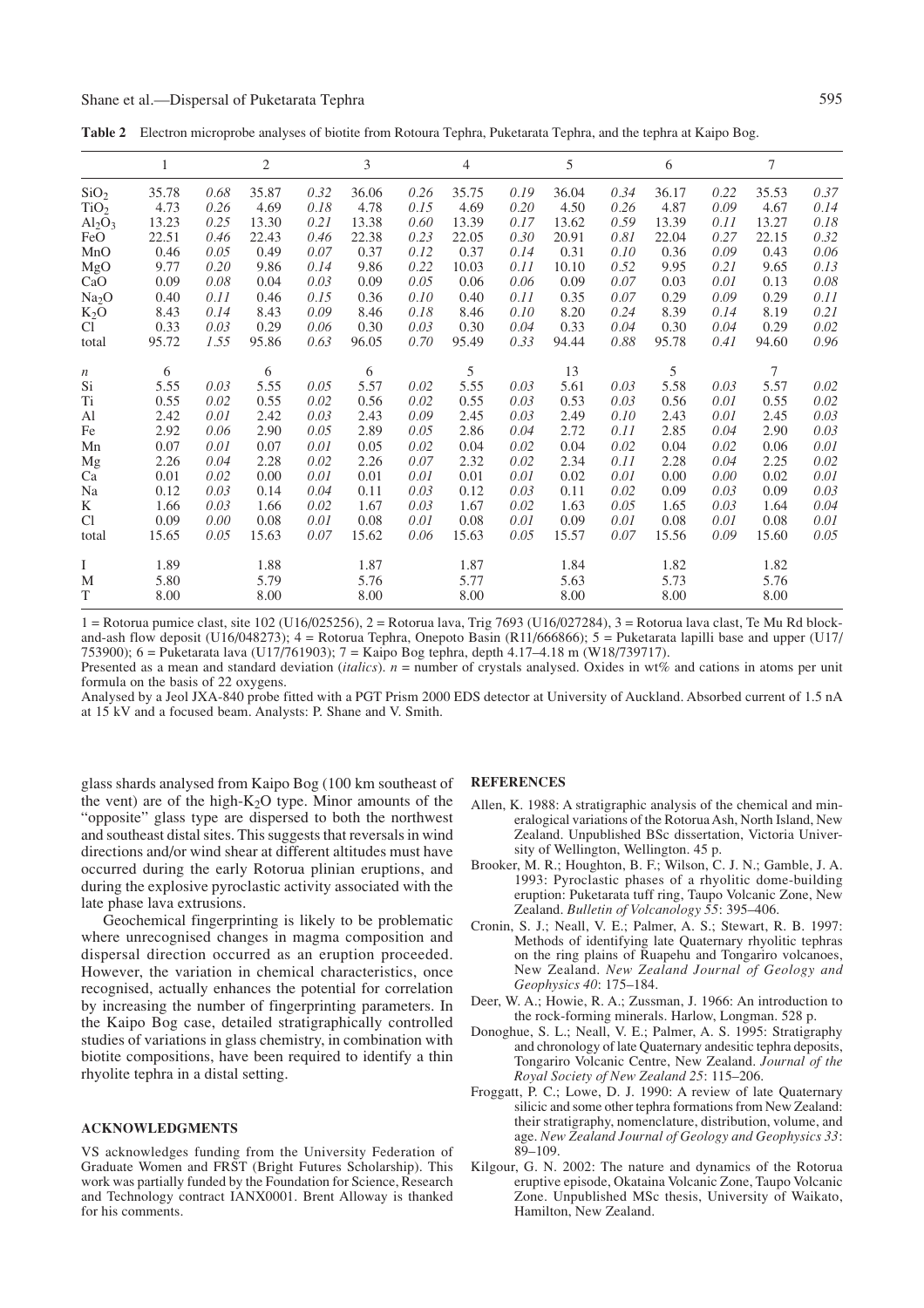**Table 2** Electron microprobe analyses of biotite from Rotoura Tephra, Puketarata Tephra, and the tephra at Kaipo Bog.

| | 1 | | 2 | | 3 | | 4 | | 5 | | 6 | | 7 | |
|---|---|---|---|---|---|---|---|---|---|---|---|---|---|---|
| $SiO_2$ | 35.78 | *0.68* | 35.87 | *0.32* | 36.06 | *0.26* | 35.75 | *0.19* | 36.04 | *0.34* | 36.17 | *0.22* | 35.53 | *0.37* |
| $TiO_2$ | 4.73 | *0.26* | 4.69 | *0.18* | 4.78 | *0.15* | 4.69 | *0.20* | 4.50 | *0.26* | 4.87 | *0.09* | 4.67 | *0.14* |
| $Al_2O_3$ | 13.23 | *0.25* | 13.30 | *0.21* | 13.38 | *0.60* | 13.39 | *0.17* | 13.62 | *0.59* | 13.39 | *0.11* | 13.27 | *0.18* |
| FeO | 22.51 | *0.46* | 22.43 | *0.46* | 22.38 | *0.23* | 22.05 | *0.30* | 20.91 | *0.81* | 22.04 | *0.27* | 22.15 | *0.32* |
| MnO | 0.46 | *0.05* | 0.49 | *0.07* | 0.37 | *0.12* | 0.37 | *0.14* | 0.31 | *0.10* | 0.36 | *0.09* | 0.43 | *0.06* |
| MgO | 9.77 | *0.20* | 9.86 | *0.14* | 9.86 | *0.22* | 10.03 | *0.11* | 10.10 | *0.52* | 9.95 | *0.21* | 9.65 | *0.13* |
| CaO | 0.09 | *0.08* | 0.04 | *0.03* | 0.09 | *0.05* | 0.06 | *0.06* | 0.09 | *0.07* | 0.03 | *0.01* | 0.13 | *0.08* |
| $Na_2O$ | 0.40 | *0.11* | 0.46 | *0.15* | 0.36 | *0.10* | 0.40 | *0.11* | 0.35 | *0.07* | 0.29 | *0.09* | 0.29 | *0.11* |
| $K_2O$ | 8.43 | *0.14* | 8.43 | *0.09* | 8.46 | *0.18* | 8.46 | *0.10* | 8.20 | *0.24* | 8.39 | *0.14* | 8.19 | *0.21* |
| Cl | 0.33 | *0.03* | 0.29 | *0.06* | 0.30 | *0.03* | 0.30 | *0.04* | 0.33 | *0.04* | 0.30 | *0.04* | 0.29 | *0.02* |
| total | 95.72 | *1.55* | 95.86 | *0.63* | 96.05 | *0.70* | 95.49 | *0.33* | 94.44 | *0.88* | 95.78 | *0.41* | 94.60 | *0.96* |
| *n* | 6 | | 6 | | 6 | | 5 | | 13 | | 5 | | 7 | |
| Si | 5.55 | *0.03* | 5.55 | *0.05* | 5.57 | *0.02* | 5.55 | *0.03* | 5.61 | *0.03* | 5.58 | *0.03* | 5.57 | *0.02* |
| Ti | 0.55 | *0.02* | 0.55 | *0.02* | 0.56 | *0.02* | 0.55 | *0.03* | 0.53 | *0.03* | 0.56 | *0.01* | 0.55 | *0.02* |
| Al | 2.42 | *0.01* | 2.42 | *0.03* | 2.43 | *0.09* | 2.45 | *0.03* | 2.49 | *0.10* | 2.43 | *0.01* | 2.45 | *0.03* |
| Fe | 2.92 | *0.06* | 2.90 | *0.05* | 2.89 | *0.05* | 2.86 | *0.04* | 2.72 | *0.11* | 2.85 | *0.04* | 2.90 | *0.03* |
| Mn | 0.07 | *0.01* | 0.07 | *0.01* | 0.05 | *0.02* | 0.04 | *0.02* | 0.04 | *0.02* | 0.04 | *0.02* | 0.06 | *0.01* |
| Mg | 2.26 | *0.04* | 2.28 | *0.02* | 2.26 | *0.07* | 2.32 | *0.02* | 2.34 | *0.11* | 2.28 | *0.04* | 2.25 | *0.02* |
| Ca | 0.01 | *0.02* | 0.00 | *0.01* | 0.01 | *0.01* | 0.01 | *0.01* | 0.02 | *0.01* | 0.00 | *0.00* | 0.02 | *0.01* |
| Na | 0.12 | *0.03* | 0.14 | *0.04* | 0.11 | *0.03* | 0.12 | *0.03* | 0.11 | *0.02* | 0.09 | *0.03* | 0.09 | *0.03* |
| K | 1.66 | *0.03* | 1.66 | *0.02* | 1.67 | *0.03* | 1.67 | *0.02* | 1.63 | *0.05* | 1.65 | *0.03* | 1.64 | *0.04* |
| Cl | 0.09 | *0.00* | 0.08 | *0.01* | 0.08 | *0.01* | 0.08 | *0.01* | 0.09 | *0.01* | 0.08 | *0.01* | 0.08 | *0.01* |
| total | 15.65 | *0.05* | 15.63 | *0.07* | 15.62 | *0.06* | 15.63 | *0.05* | 15.57 | *0.07* | 15.56 | *0.09* | 15.60 | *0.05* |
| I | 1.89 | | 1.88 | | 1.87 | | 1.87 | | 1.84 | | 1.82 | | 1.82 | |
| M | 5.80 | | 5.79 | | 5.76 | | 5.77 | | 5.63 | | 5.73 | | 5.76 | |
| T | 8.00 | | 8.00 | | 8.00 | | 8.00 | | 8.00 | | 8.00 | | 8.00 | |

1 = Rotorua pumice clast, site 102 (U16/025256), 2 = Rotorua lava, Trig 7693 (U16/027284), 3 = Rotorua lava clast, Te Mu Rd block-and-ash flow deposit (U16/048273); 4 = Rotorua Tephra, Onepoto Basin (R11/666866); 5 = Puketarata lapilli base and upper (U17/753900); 6 = Puketarata lava (U17/761903); 7 = Kaipo Bog tephra, depth 4.17–4.18 m (W18/739717).

Presented as a mean and standard deviation (*italics*). *n* = number of crystals analysed. Oxides in wt% and cations in atoms per unit formula on the basis of 22 oxygens.

Analysed by a Jeol JXA-840 probe fitted with a PGT Prism 2000 EDS detector at University of Auckland. Absorbed current of 1.5 nA at 15 kV and a focused beam. Analysts: P. Shane and V. Smith.

glass shards analysed from Kaipo Bog (100 km southeast of the vent) are of the high-$K_2O$ type. Minor amounts of the "opposite" glass type are dispersed to both the northwest and southeast distal sites. This suggests that reversals in wind directions and/or wind shear at different altitudes must have occurred during the early Rotorua plinian eruptions, and during the explosive pyroclastic activity associated with the late phase lava extrusions.

Geochemical fingerprinting is likely to be problematic where unrecognised changes in magma composition and dispersal direction occurred as an eruption proceeded. However, the variation in chemical characteristics, once recognised, actually enhances the potential for correlation by increasing the number of fingerprinting parameters. In the Kaipo Bog case, detailed stratigraphically controlled studies of variations in glass chemistry, in combination with biotite compositions, have been required to identify a thin rhyolite tephra in a distal setting.

## ACKNOWLEDGMENTS

VS acknowledges funding from the University Federation of Graduate Women and FRST (Bright Futures Scholarship). This work was partially funded by the Foundation for Science, Research and Technology contract IANX0001. Brent Alloway is thanked for his comments.

## REFERENCES

Allen, K. 1988: A stratigraphic analysis of the chemical and mineralogical variations of the Rotorua Ash, North Island, New Zealand. Unpublished BSc dissertation, Victoria University of Wellington, Wellington. 45 p.

Brooker, M. R.; Houghton, B. F.; Wilson, C. J. N.; Gamble, J. A. 1993: Pyroclastic phases of a rhyolitic dome-building eruption: Puketarata tuff ring, Taupo Volcanic Zone, New Zealand. *Bulletin of Volcanology 55*: 395–406.

Cronin, S. J.; Neall, V. E.; Palmer, A. S.; Stewart, R. B. 1997: Methods of identifying late Quaternary rhyolitic tephras on the ring plains of Ruapehu and Tongariro volcanoes, New Zealand. *New Zealand Journal of Geology and Geophysics 40*: 175–184.

Deer, W. A.; Howie, R. A.; Zussman, J. 1966: An introduction to the rock-forming minerals. Harlow, Longman. 528 p.

Donoghue, S. L.; Neall, V. E.; Palmer, A. S. 1995: Stratigraphy and chronology of late Quaternary andesitic tephra deposits, Tongariro Volcanic Centre, New Zealand. *Journal of the Royal Society of New Zealand 25*: 115–206.

Froggatt, P. C.; Lowe, D. J. 1990: A review of late Quaternary silicic and some other tephra formations from New Zealand: their stratigraphy, nomenclature, distribution, volume, and age. *New Zealand Journal of Geology and Geophysics 33*: 89–109.

Kilgour, G. N. 2002: The nature and dynamics of the Rotorua eruptive episode, Okataina Volcanic Zone, Taupo Volcanic Zone. Unpublished MSc thesis, University of Waikato, Hamilton, New Zealand.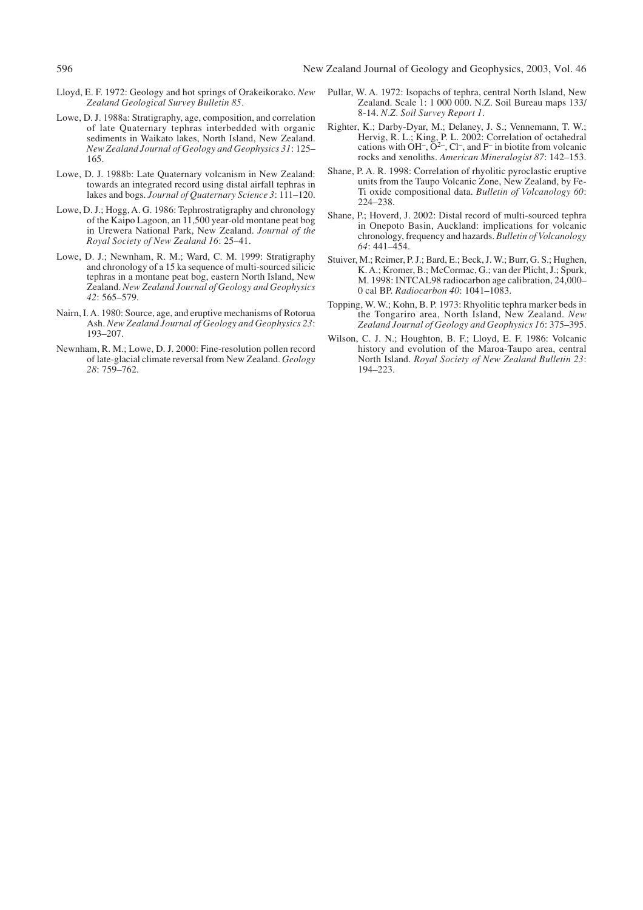Lloyd, E. F. 1972: Geology and hot springs of Orakeikorako. *New Zealand Geological Survey Bulletin 85.*

Lowe, D. J. 1988a: Stratigraphy, age, composition, and correlation of late Quaternary tephras interbedded with organic sediments in Waikato lakes, North Island, New Zealand. *New Zealand Journal of Geology and Geophysics 31*: 125–165.

Lowe, D. J. 1988b: Late Quaternary volcanism in New Zealand: towards an integrated record using distal airfall tephras in lakes and bogs. *Journal of Quaternary Science 3*: 111–120.

Lowe, D. J.; Hogg, A. G. 1986: Tephrostratigraphy and chronology of the Kaipo Lagoon, an 11,500 year-old montane peat bog in Urewera National Park, New Zealand. *Journal of the Royal Society of New Zealand 16*: 25–41.

Lowe, D. J.; Newnham, R. M.; Ward, C. M. 1999: Stratigraphy and chronology of a 15 ka sequence of multi-sourced silicic tephras in a montane peat bog, eastern North Island, New Zealand. *New Zealand Journal of Geology and Geophysics 42*: 565–579.

Nairn, I. A. 1980: Source, age, and eruptive mechanisms of Rotorua Ash. *New Zealand Journal of Geology and Geophysics 23*: 193–207.

Newnham, R. M.; Lowe, D. J. 2000: Fine-resolution pollen record of late-glacial climate reversal from New Zealand. *Geology 28*: 759–762.

Pullar, W. A. 1972: Isopachs of tephra, central North Island, New Zealand. Scale 1: 1 000 000. N.Z. Soil Bureau maps 133/8-14. *N.Z. Soil Survey Report 1*.

Righter, K.; Darby-Dyar, M.; Delaney, J. S.; Vennemann, T. W.; Hervig, R. L.; King, P. L. 2002: Correlation of octahedral cations with $OH^-$, $O^{2-}$, $Cl^-$, and $F^-$ in biotite from volcanic rocks and xenoliths. *American Mineralogist 87*: 142–153.

Shane, P. A. R. 1998: Correlation of rhyolitic pyroclastic eruptive units from the Taupo Volcanic Zone, New Zealand, by Fe-Ti oxide compositional data. *Bulletin of Volcanology 60*: 224–238.

Shane, P.; Hoverd, J. 2002: Distal record of multi-sourced tephra in Onepoto Basin, Auckland: implications for volcanic chronology, frequency and hazards. *Bulletin of Volcanology 64*: 441–454.

Stuiver, M.; Reimer, P. J.; Bard, E.; Beck, J. W.; Burr, G. S.; Hughen, K. A.; Kromer, B.; McCormac, G.; van der Plicht, J.; Spurk, M. 1998: INTCAL98 radiocarbon age calibration, 24,000–0 cal BP. *Radiocarbon 40*: 1041–1083.

Topping, W. W.; Kohn, B. P. 1973: Rhyolitic tephra marker beds in the Tongariro area, North Island, New Zealand. *New Zealand Journal of Geology and Geophysics 16*: 375–395.

Wilson, C. J. N.; Houghton, B. F.; Lloyd, E. F. 1986: Volcanic history and evolution of the Maroa-Taupo area, central North Island. *Royal Society of New Zealand Bulletin 23*: 194–223.